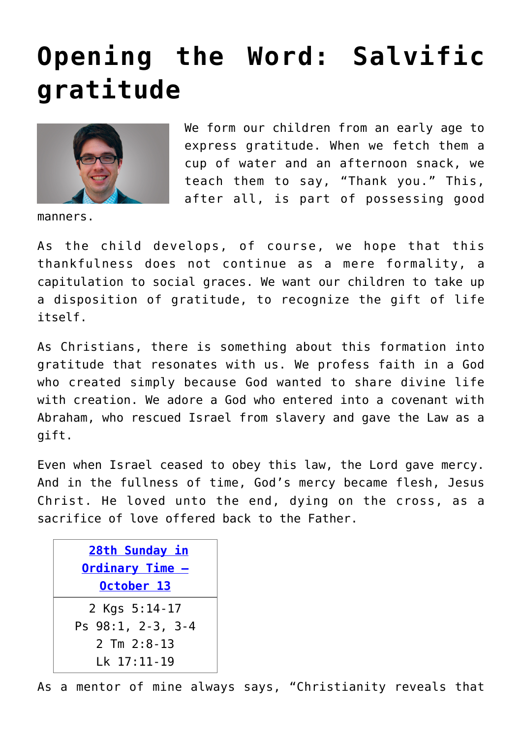# Opening the Word: Salvific gratitude

We form our children from an early age to express gratitude. When we fetch them a cup of water and an afternoon snack, we teach them to say, "Thank you." This, after all, is part of possessing good manners.

As the child develops, of course, we hope that this thankfulness does not continue as a mere formality, a capitulation to social graces. We want our children to take up a disposition of gratitude, to recognize the gift of life itself.

As Christians, there is something about this formation into gratitude that resonates with us. We profess faith in a God who created simply because God wanted to share divine life with creation. We adore a God who entered into a covenant with Abraham, who rescued Israel from slavery and gave the Law as a gift.

Even when Israel ceased to obey this law, the Lord gave mercy. And in the fullness of time, God's mercy became flesh, Jesus Christ. He loved unto the end, dying on the cross, as a sacrifice of love offered back to the Father.

| 28th Sunday in Ordinary Time – October 13 |
| --- |
| 2 Kgs 5:14-17<br>Ps 98:1, 2-3, 3-4<br>2 Tm 2:8-13<br>Lk 17:11-19 |

As a mentor of mine always says, "Christianity reveals that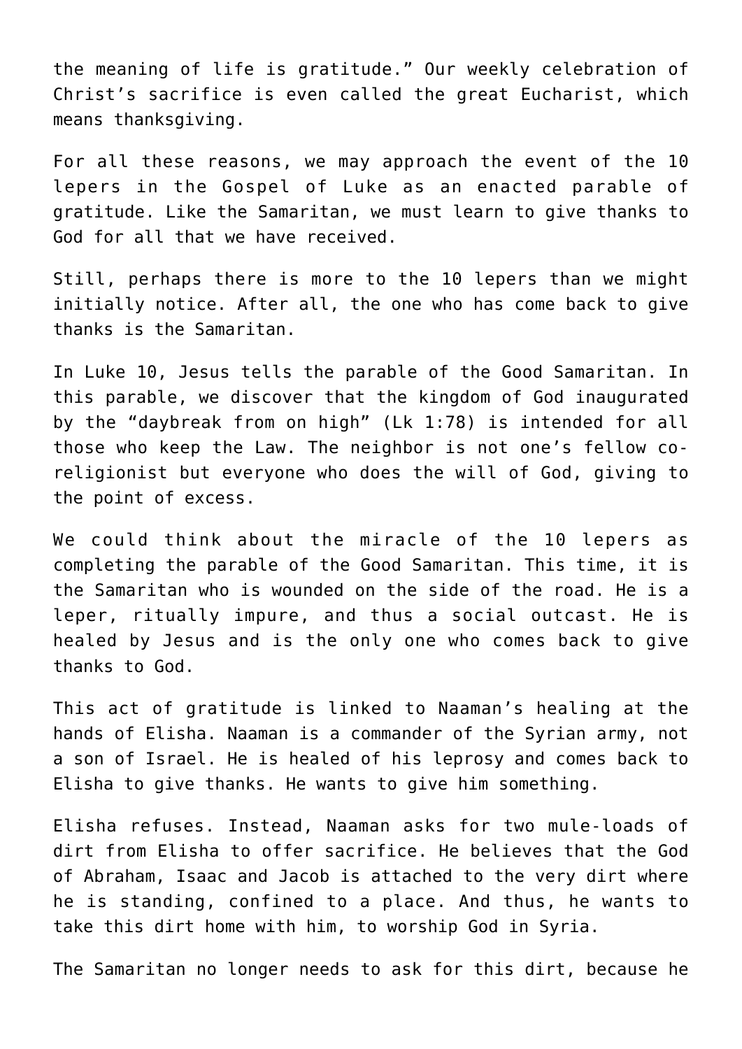the meaning of life is gratitude." Our weekly celebration of Christ's sacrifice is even called the great Eucharist, which means thanksgiving.

For all these reasons, we may approach the event of the 10 lepers in the Gospel of Luke as an enacted parable of gratitude. Like the Samaritan, we must learn to give thanks to God for all that we have received.

Still, perhaps there is more to the 10 lepers than we might initially notice. After all, the one who has come back to give thanks is the Samaritan.

In Luke 10, Jesus tells the parable of the Good Samaritan. In this parable, we discover that the kingdom of God inaugurated by the "daybreak from on high" (Lk 1:78) is intended for all those who keep the Law. The neighbor is not one's fellow co-religionist but everyone who does the will of God, giving to the point of excess.

We could think about the miracle of the 10 lepers as completing the parable of the Good Samaritan. This time, it is the Samaritan who is wounded on the side of the road. He is a leper, ritually impure, and thus a social outcast. He is healed by Jesus and is the only one who comes back to give thanks to God.

This act of gratitude is linked to Naaman's healing at the hands of Elisha. Naaman is a commander of the Syrian army, not a son of Israel. He is healed of his leprosy and comes back to Elisha to give thanks. He wants to give him something.

Elisha refuses. Instead, Naaman asks for two mule-loads of dirt from Elisha to offer sacrifice. He believes that the God of Abraham, Isaac and Jacob is attached to the very dirt where he is standing, confined to a place. And thus, he wants to take this dirt home with him, to worship God in Syria.

The Samaritan no longer needs to ask for this dirt, because he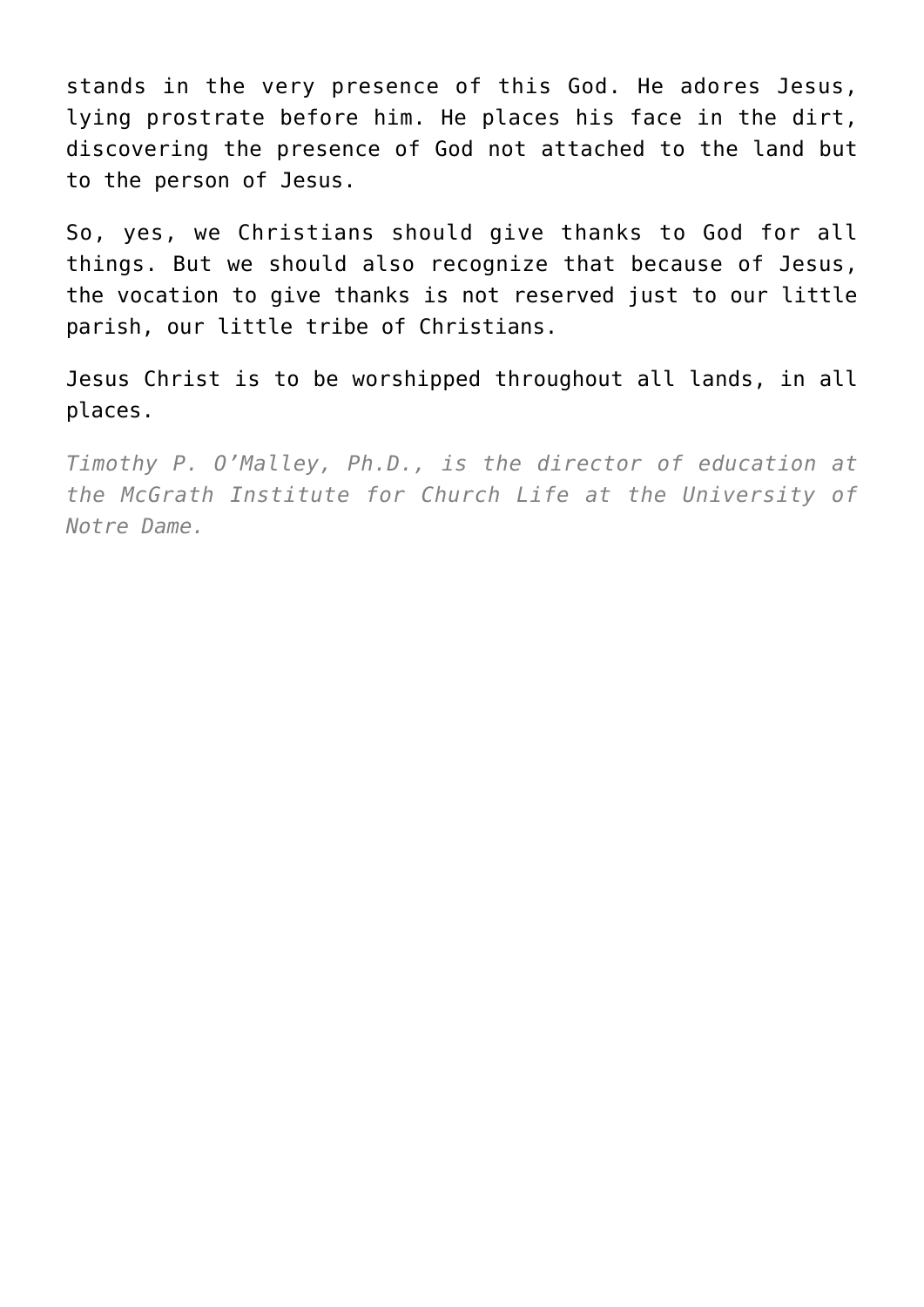stands in the very presence of this God. He adores Jesus, lying prostrate before him. He places his face in the dirt, discovering the presence of God not attached to the land but to the person of Jesus.

So, yes, we Christians should give thanks to God for all things. But we should also recognize that because of Jesus, the vocation to give thanks is not reserved just to our little parish, our little tribe of Christians.

Jesus Christ is to be worshipped throughout all lands, in all places.

*Timothy P. O'Malley, Ph.D., is the director of education at the McGrath Institute for Church Life at the University of Notre Dame.*